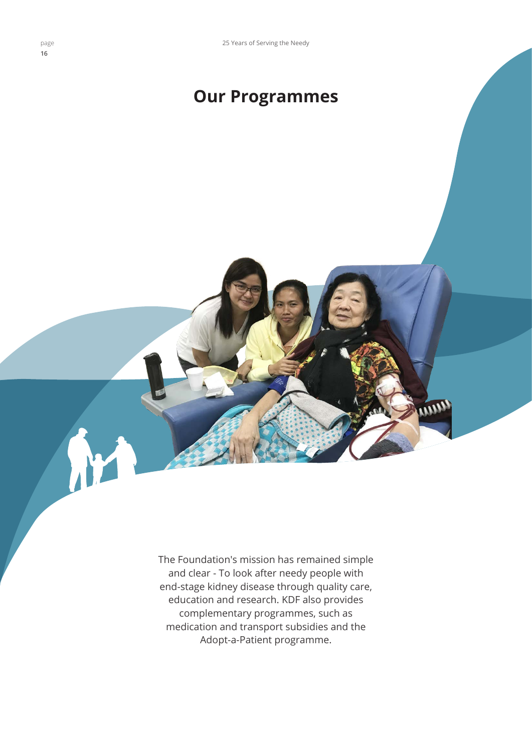# Our Programmes

The Foundation's mission has remained simple and clear - To look after needy people with end-stage kidney disease through quality care, education and research. KDF also provides complementary programmes, such as medication and transport subsidies and the Adopt-a-Patient programme.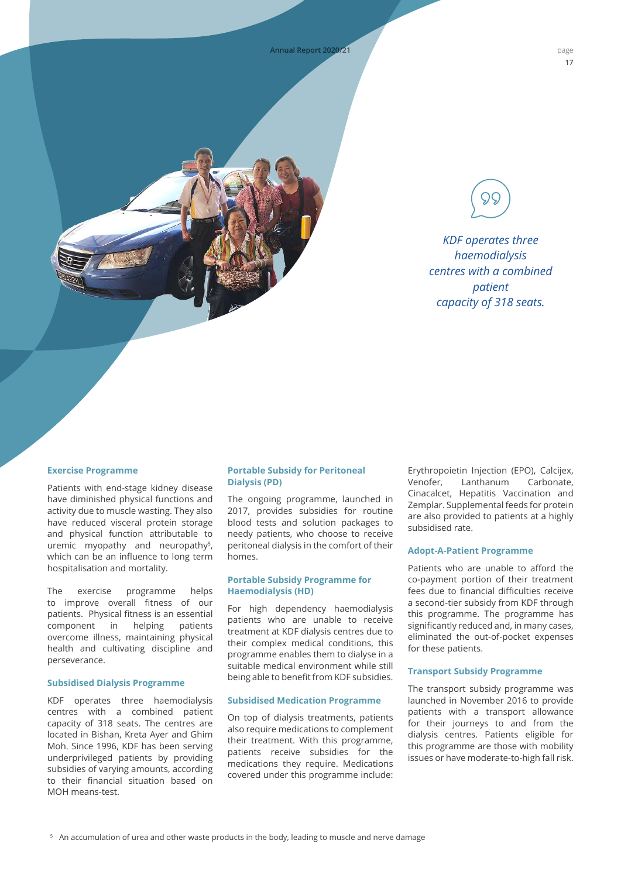> *KDF operates three haemodialysis centres with a combined patient capacity of 318 seats.*

### Exercise Programme

Patients with end-stage kidney disease have diminished physical functions and activity due to muscle wasting. They also have reduced visceral protein storage and physical function attributable to uremic myopathy and neuropathy[5], which can be an influence to long term hospitalisation and mortality.

The exercise programme helps to improve overall fitness of our patients. Physical fitness is an essential component in helping patients overcome illness, maintaining physical health and cultivating discipline and perseverance.

### Subsidised Dialysis Programme

KDF operates three haemodialysis centres with a combined patient capacity of 318 seats. The centres are located in Bishan, Kreta Ayer and Ghim Moh. Since 1996, KDF has been serving underprivileged patients by providing subsidies of varying amounts, according to their financial situation based on MOH means-test.

### Portable Subsidy for Peritoneal Dialysis (PD)

The ongoing programme, launched in 2017, provides subsidies for routine blood tests and solution packages to needy patients, who choose to receive peritoneal dialysis in the comfort of their homes.

### Portable Subsidy Programme for Haemodialysis (HD)

For high dependency haemodialysis patients who are unable to receive treatment at KDF dialysis centres due to their complex medical conditions, this programme enables them to dialyse in a suitable medical environment while still being able to benefit from KDF subsidies.

### Subsidised Medication Programme

On top of dialysis treatments, patients also require medications to complement their treatment. With this programme, patients receive subsidies for the medications they require. Medications covered under this programme include: Erythropoietin Injection (EPO), Calcijex, Venofer, Lanthanum Carbonate, Cinacalcet, Hepatitis Vaccination and Zemplar. Supplemental feeds for protein are also provided to patients at a highly subsidised rate.

### Adopt-A-Patient Programme

Patients who are unable to afford the co-payment portion of their treatment fees due to financial difficulties receive a second-tier subsidy from KDF through this programme. The programme has significantly reduced and, in many cases, eliminated the out-of-pocket expenses for these patients.

### Transport Subsidy Programme

The transport subsidy programme was launched in November 2016 to provide patients with a transport allowance for their journeys to and from the dialysis centres. Patients eligible for this programme are those with mobility issues or have moderate-to-high fall risk.

[5] An accumulation of urea and other waste products in the body, leading to muscle and nerve damage